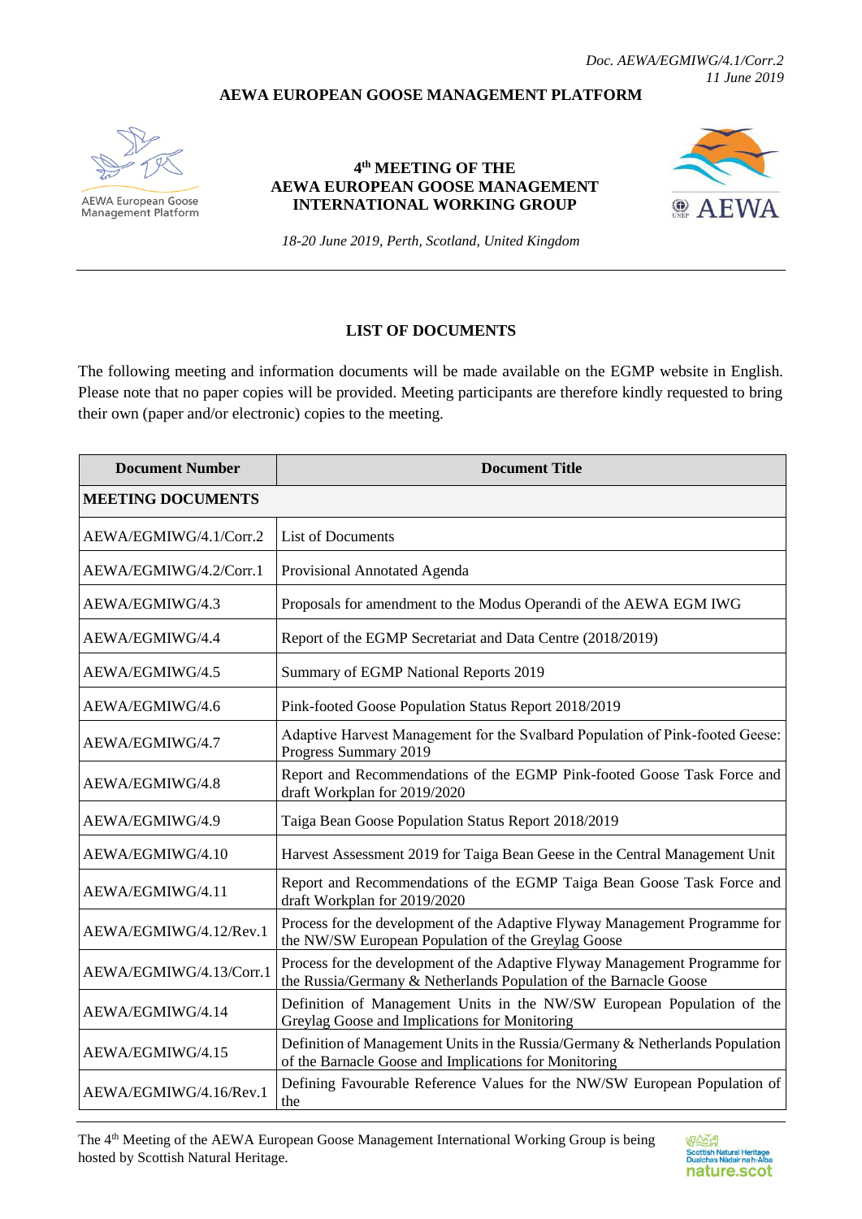*Doc. AEWA/EGMIWG/4.1/Corr.2*
*11 June 2019*

**AEWA EUROPEAN GOOSE MANAGEMENT PLATFORM**

AEWA European Goose Management Platform

# 4th MEETING OF THE AEWA EUROPEAN GOOSE MANAGEMENT INTERNATIONAL WORKING GROUP

*18-20 June 2019, Perth, Scotland, United Kingdom*

---

## LIST OF DOCUMENTS

The following meeting and information documents will be made available on the EGMP website in English. Please note that no paper copies will be provided. Meeting participants are therefore kindly requested to bring their own (paper and/or electronic) copies to the meeting.

| Document Number | Document Title |
|---|---|
| **MEETING DOCUMENTS** | |
| AEWA/EGMIWG/4.1/Corr.2 | List of Documents |
| AEWA/EGMIWG/4.2/Corr.1 | Provisional Annotated Agenda |
| AEWA/EGMIWG/4.3 | Proposals for amendment to the Modus Operandi of the AEWA EGM IWG |
| AEWA/EGMIWG/4.4 | Report of the EGMP Secretariat and Data Centre (2018/2019) |
| AEWA/EGMIWG/4.5 | Summary of EGMP National Reports 2019 |
| AEWA/EGMIWG/4.6 | Pink-footed Goose Population Status Report 2018/2019 |
| AEWA/EGMIWG/4.7 | Adaptive Harvest Management for the Svalbard Population of Pink-footed Geese: Progress Summary 2019 |
| AEWA/EGMIWG/4.8 | Report and Recommendations of the EGMP Pink-footed Goose Task Force and draft Workplan for 2019/2020 |
| AEWA/EGMIWG/4.9 | Taiga Bean Goose Population Status Report 2018/2019 |
| AEWA/EGMIWG/4.10 | Harvest Assessment 2019 for Taiga Bean Geese in the Central Management Unit |
| AEWA/EGMIWG/4.11 | Report and Recommendations of the EGMP Taiga Bean Goose Task Force and draft Workplan for 2019/2020 |
| AEWA/EGMIWG/4.12/Rev.1 | Process for the development of the Adaptive Flyway Management Programme for the NW/SW European Population of the Greylag Goose |
| AEWA/EGMIWG/4.13/Corr.1 | Process for the development of the Adaptive Flyway Management Programme for the Russia/Germany & Netherlands Population of the Barnacle Goose |
| AEWA/EGMIWG/4.14 | Definition of Management Units in the NW/SW European Population of the Greylag Goose and Implications for Monitoring |
| AEWA/EGMIWG/4.15 | Definition of Management Units in the Russia/Germany & Netherlands Population of the Barnacle Goose and Implications for Monitoring |
| AEWA/EGMIWG/4.16/Rev.1 | Defining Favourable Reference Values for the NW/SW European Population of the |

The 4th Meeting of the AEWA European Goose Management International Working Group is being hosted by Scottish Natural Heritage.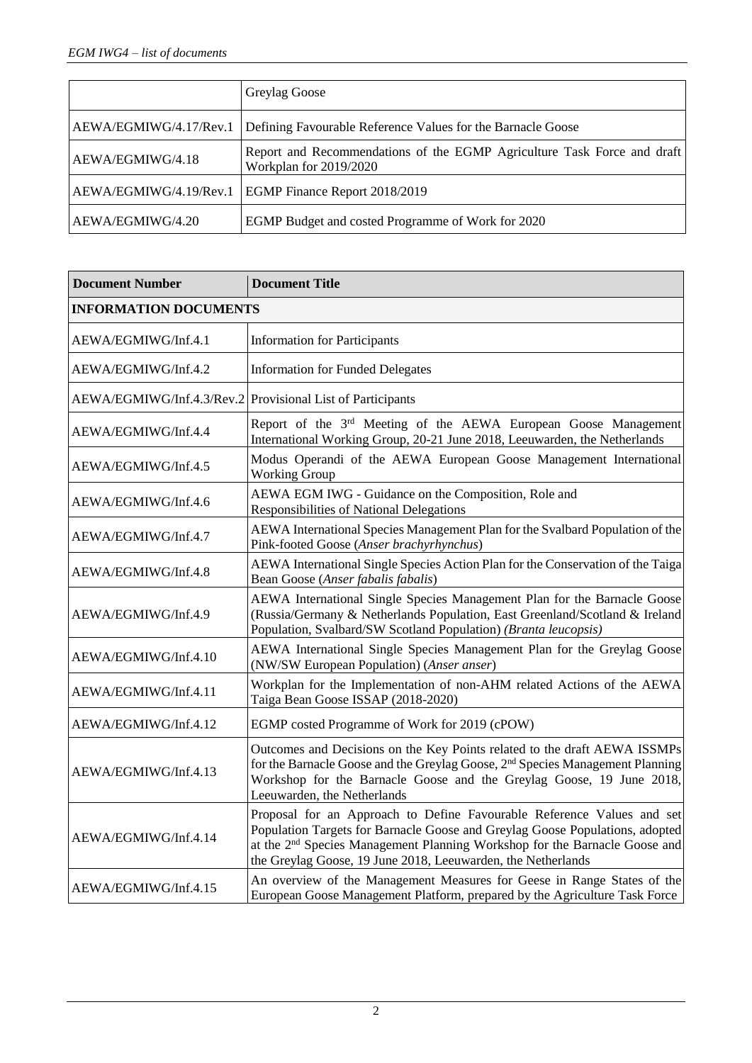| | |
|---|---|
| | Greylag Goose |
| AEWA/EGMIWG/4.17/Rev.1 | Defining Favourable Reference Values for the Barnacle Goose |
| AEWA/EGMIWG/4.18 | Report and Recommendations of the EGMP Agriculture Task Force and draft Workplan for 2019/2020 |
| AEWA/EGMIWG/4.19/Rev.1 | EGMP Finance Report 2018/2019 |
| AEWA/EGMIWG/4.20 | EGMP Budget and costed Programme of Work for 2020 |

| **Document Number** | **Document Title** |
|---|---|
| **INFORMATION DOCUMENTS** | |
| AEWA/EGMIWG/Inf.4.1 | Information for Participants |
| AEWA/EGMIWG/Inf.4.2 | Information for Funded Delegates |
| AEWA/EGMIWG/Inf.4.3/Rev.2 | Provisional List of Participants |
| AEWA/EGMIWG/Inf.4.4 | Report of the 3rd Meeting of the AEWA European Goose Management International Working Group, 20-21 June 2018, Leeuwarden, the Netherlands |
| AEWA/EGMIWG/Inf.4.5 | Modus Operandi of the AEWA European Goose Management International Working Group |
| AEWA/EGMIWG/Inf.4.6 | AEWA EGM IWG - Guidance on the Composition, Role and Responsibilities of National Delegations |
| AEWA/EGMIWG/Inf.4.7 | AEWA International Species Management Plan for the Svalbard Population of the Pink-footed Goose (*Anser brachyrhynchus*) |
| AEWA/EGMIWG/Inf.4.8 | AEWA International Single Species Action Plan for the Conservation of the Taiga Bean Goose (*Anser fabalis fabalis*) |
| AEWA/EGMIWG/Inf.4.9 | AEWA International Single Species Management Plan for the Barnacle Goose (Russia/Germany & Netherlands Population, East Greenland/Scotland & Ireland Population, Svalbard/SW Scotland Population) *(Branta leucopsis)* |
| AEWA/EGMIWG/Inf.4.10 | AEWA International Single Species Management Plan for the Greylag Goose (NW/SW European Population) (*Anser anser*) |
| AEWA/EGMIWG/Inf.4.11 | Workplan for the Implementation of non-AHM related Actions of the AEWA Taiga Bean Goose ISSAP (2018-2020) |
| AEWA/EGMIWG/Inf.4.12 | EGMP costed Programme of Work for 2019 (cPOW) |
| AEWA/EGMIWG/Inf.4.13 | Outcomes and Decisions on the Key Points related to the draft AEWA ISSMPs for the Barnacle Goose and the Greylag Goose, 2nd Species Management Planning Workshop for the Barnacle Goose and the Greylag Goose, 19 June 2018, Leeuwarden, the Netherlands |
| AEWA/EGMIWG/Inf.4.14 | Proposal for an Approach to Define Favourable Reference Values and set Population Targets for Barnacle Goose and Greylag Goose Populations, adopted at the 2nd Species Management Planning Workshop for the Barnacle Goose and the Greylag Goose, 19 June 2018, Leeuwarden, the Netherlands |
| AEWA/EGMIWG/Inf.4.15 | An overview of the Management Measures for Geese in Range States of the European Goose Management Platform, prepared by the Agriculture Task Force |